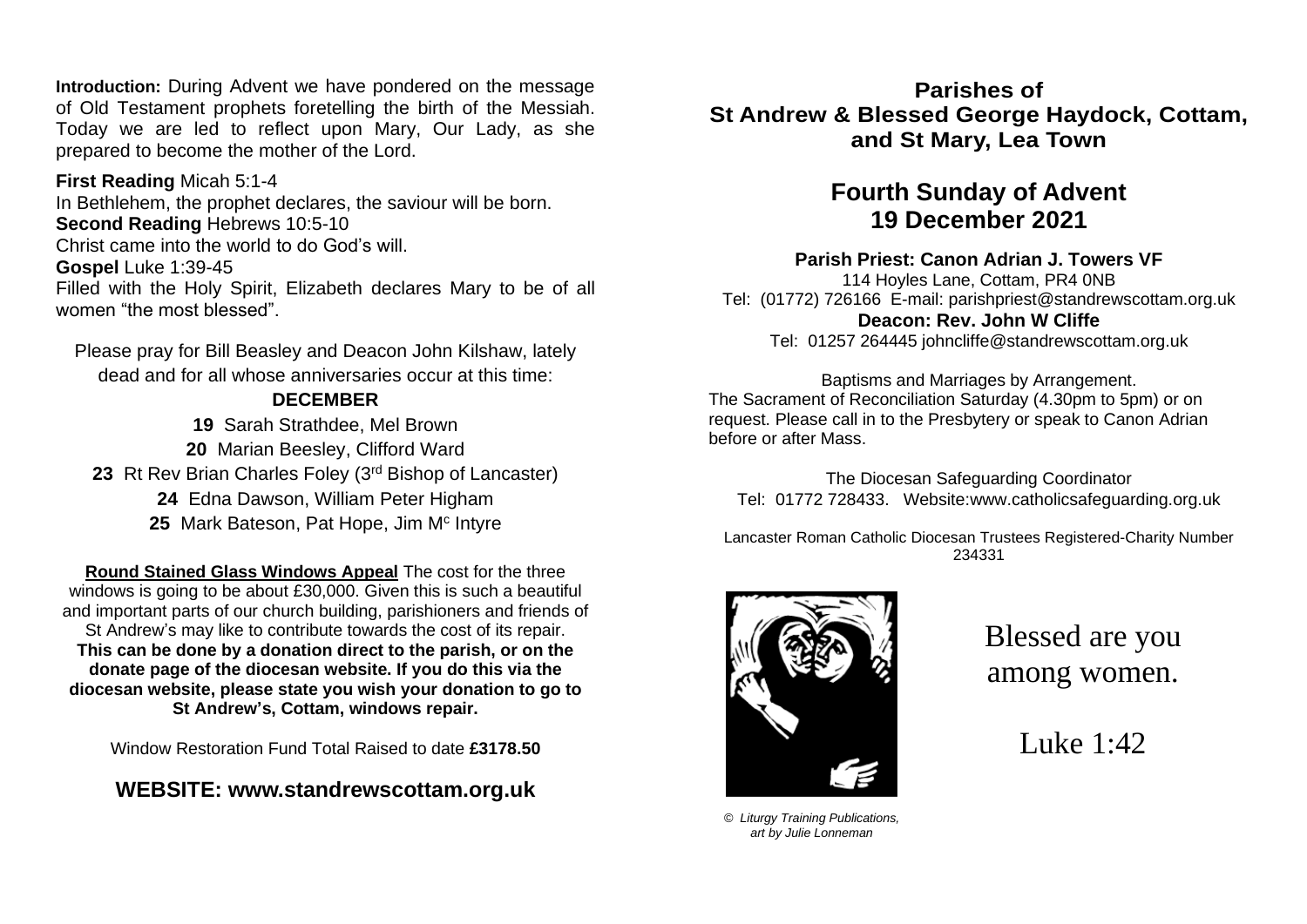**Introduction:** During Advent we have pondered on the message of Old Testament prophets foretelling the birth of the Messiah. Today we are led to reflect upon Mary, Our Lady, as she prepared to become the mother of the Lord.

**First Reading** Micah 5:1-4
In Bethlehem, the prophet declares, the saviour will be born.
**Second Reading** Hebrews 10:5-10
Christ came into the world to do God's will.
**Gospel** Luke 1:39-45
Filled with the Holy Spirit, Elizabeth declares Mary to be of all women "the most blessed".

Please pray for Bill Beasley and Deacon John Kilshaw, lately dead and for all whose anniversaries occur at this time:

**DECEMBER**

**19** Sarah Strathdee, Mel Brown
**20** Marian Beesley, Clifford Ward
**23** Rt Rev Brian Charles Foley (3rd Bishop of Lancaster)
**24** Edna Dawson, William Peter Higham
**25** Mark Bateson, Pat Hope, Jim Mc Intyre

**Round Stained Glass Windows Appeal** The cost for the three windows is going to be about £30,000. Given this is such a beautiful and important parts of our church building, parishioners and friends of St Andrew's may like to contribute towards the cost of its repair. **This can be done by a donation direct to the parish, or on the donate page of the diocesan website. If you do this via the diocesan website, please state you wish your donation to go to St Andrew's, Cottam, windows repair.**

Window Restoration Fund Total Raised to date **£3178.50**

**WEBSITE: www.standrewscottam.org.uk**

# Parishes of St Andrew & Blessed George Haydock, Cottam, and St Mary, Lea Town

## Fourth Sunday of Advent 19 December 2021

**Parish Priest: Canon Adrian J. Towers VF**
114 Hoyles Lane, Cottam, PR4 0NB
Tel: (01772) 726166 E-mail: parishpriest@standrewscottam.org.uk
**Deacon: Rev. John W Cliffe**
Tel: 01257 264445 johncliffe@standrewscottam.org.uk

Baptisms and Marriages by Arrangement.
The Sacrament of Reconciliation Saturday (4.30pm to 5pm) or on request. Please call in to the Presbytery or speak to Canon Adrian before or after Mass.

The Diocesan Safeguarding Coordinator
Tel: 01772 728433. Website:www.catholicsafeguarding.org.uk

Lancaster Roman Catholic Diocesan Trustees Registered-Charity Number 234331

*© Liturgy Training Publications, art by Julie Lonneman*

Blessed are you among women.

Luke 1:42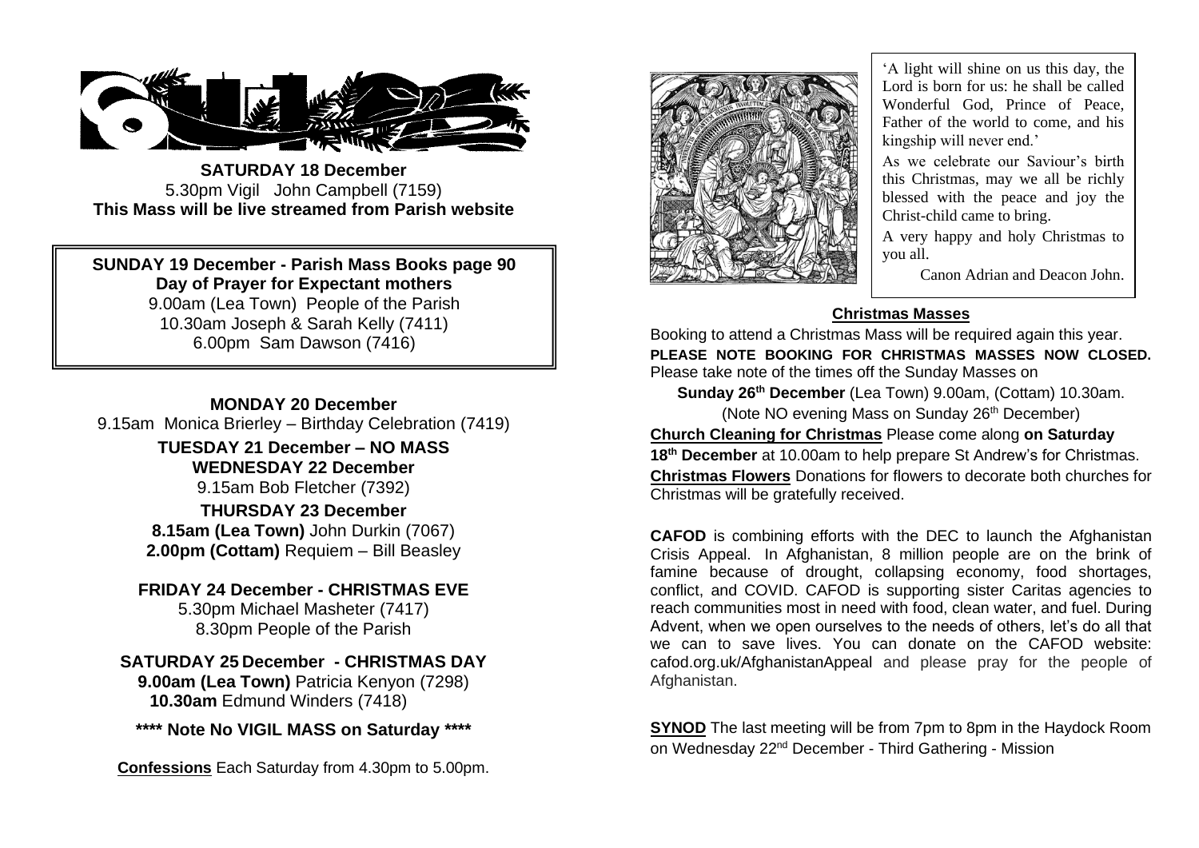**SATURDAY 18 December**
5.30pm Vigil John Campbell (7159)
**This Mass will be live streamed from Parish website**

**SUNDAY 19 December - Parish Mass Books page 90**
**Day of Prayer for Expectant mothers**
9.00am (Lea Town) People of the Parish
10.30am Joseph & Sarah Kelly (7411)
6.00pm Sam Dawson (7416)

**MONDAY 20 December**
9.15am Monica Brierley – Birthday Celebration (7419)

**TUESDAY 21 December – NO MASS**

**WEDNESDAY 22 December**
9.15am Bob Fletcher (7392)

**THURSDAY 23 December**
**8.15am (Lea Town)** John Durkin (7067)
**2.00pm (Cottam)** Requiem – Bill Beasley

**FRIDAY 24 December - CHRISTMAS EVE**
5.30pm Michael Masheter (7417)
8.30pm People of the Parish

**SATURDAY 25 December - CHRISTMAS DAY**
**9.00am (Lea Town)** Patricia Kenyon (7298)
**10.30am** Edmund Winders (7418)

**\*\*\*\* Note No VIGIL MASS on Saturday \*\*\*\***

**Confessions** Each Saturday from 4.30pm to 5.00pm.

'A light will shine on us this day, the Lord is born for us: he shall be called Wonderful God, Prince of Peace, Father of the world to come, and his kingship will never end.'

As we celebrate our Saviour's birth this Christmas, may we all be richly blessed with the peace and joy the Christ-child came to bring.

A very happy and holy Christmas to you all.

Canon Adrian and Deacon John.

## Christmas Masses

Booking to attend a Christmas Mass will be required again this year. **PLEASE NOTE BOOKING FOR CHRISTMAS MASSES NOW CLOSED.** Please take note of the times off the Sunday Masses on

**Sunday 26th December** (Lea Town) 9.00am, (Cottam) 10.30am.
(Note NO evening Mass on Sunday 26th December)

**Church Cleaning for Christmas** Please come along **on Saturday 18th December** at 10.00am to help prepare St Andrew's for Christmas.

**Christmas Flowers** Donations for flowers to decorate both churches for Christmas will be gratefully received.

**CAFOD** is combining efforts with the DEC to launch the Afghanistan Crisis Appeal. In Afghanistan, 8 million people are on the brink of famine because of drought, collapsing economy, food shortages, conflict, and COVID. CAFOD is supporting sister Caritas agencies to reach communities most in need with food, clean water, and fuel. During Advent, when we open ourselves to the needs of others, let's do all that we can to save lives. You can donate on the CAFOD website: cafod.org.uk/AfghanistanAppeal and please pray for the people of Afghanistan.

**SYNOD** The last meeting will be from 7pm to 8pm in the Haydock Room on Wednesday 22nd December - Third Gathering - Mission